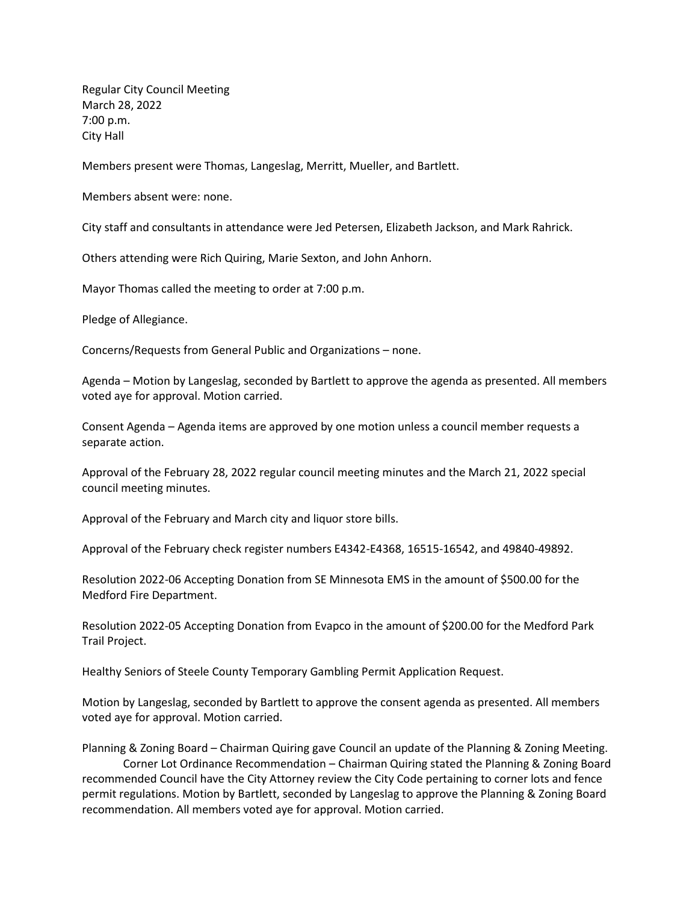Regular City Council Meeting
March 28, 2022
7:00 p.m.
City Hall

Members present were Thomas, Langeslag, Merritt, Mueller, and Bartlett.

Members absent were: none.

City staff and consultants in attendance were Jed Petersen, Elizabeth Jackson, and Mark Rahrick.

Others attending were Rich Quiring, Marie Sexton, and John Anhorn.

Mayor Thomas called the meeting to order at 7:00 p.m.

Pledge of Allegiance.

Concerns/Requests from General Public and Organizations – none.

Agenda – Motion by Langeslag, seconded by Bartlett to approve the agenda as presented. All members voted aye for approval. Motion carried.

Consent Agenda – Agenda items are approved by one motion unless a council member requests a separate action.

Approval of the February 28, 2022 regular council meeting minutes and the March 21, 2022 special council meeting minutes.

Approval of the February and March city and liquor store bills.

Approval of the February check register numbers E4342-E4368, 16515-16542, and 49840-49892.

Resolution 2022-06 Accepting Donation from SE Minnesota EMS in the amount of $500.00 for the Medford Fire Department.

Resolution 2022-05 Accepting Donation from Evapco in the amount of $200.00 for the Medford Park Trail Project.

Healthy Seniors of Steele County Temporary Gambling Permit Application Request.

Motion by Langeslag, seconded by Bartlett to approve the consent agenda as presented. All members voted aye for approval. Motion carried.

Planning & Zoning Board – Chairman Quiring gave Council an update of the Planning & Zoning Meeting.

Corner Lot Ordinance Recommendation – Chairman Quiring stated the Planning & Zoning Board recommended Council have the City Attorney review the City Code pertaining to corner lots and fence permit regulations. Motion by Bartlett, seconded by Langeslag to approve the Planning & Zoning Board recommendation. All members voted aye for approval. Motion carried.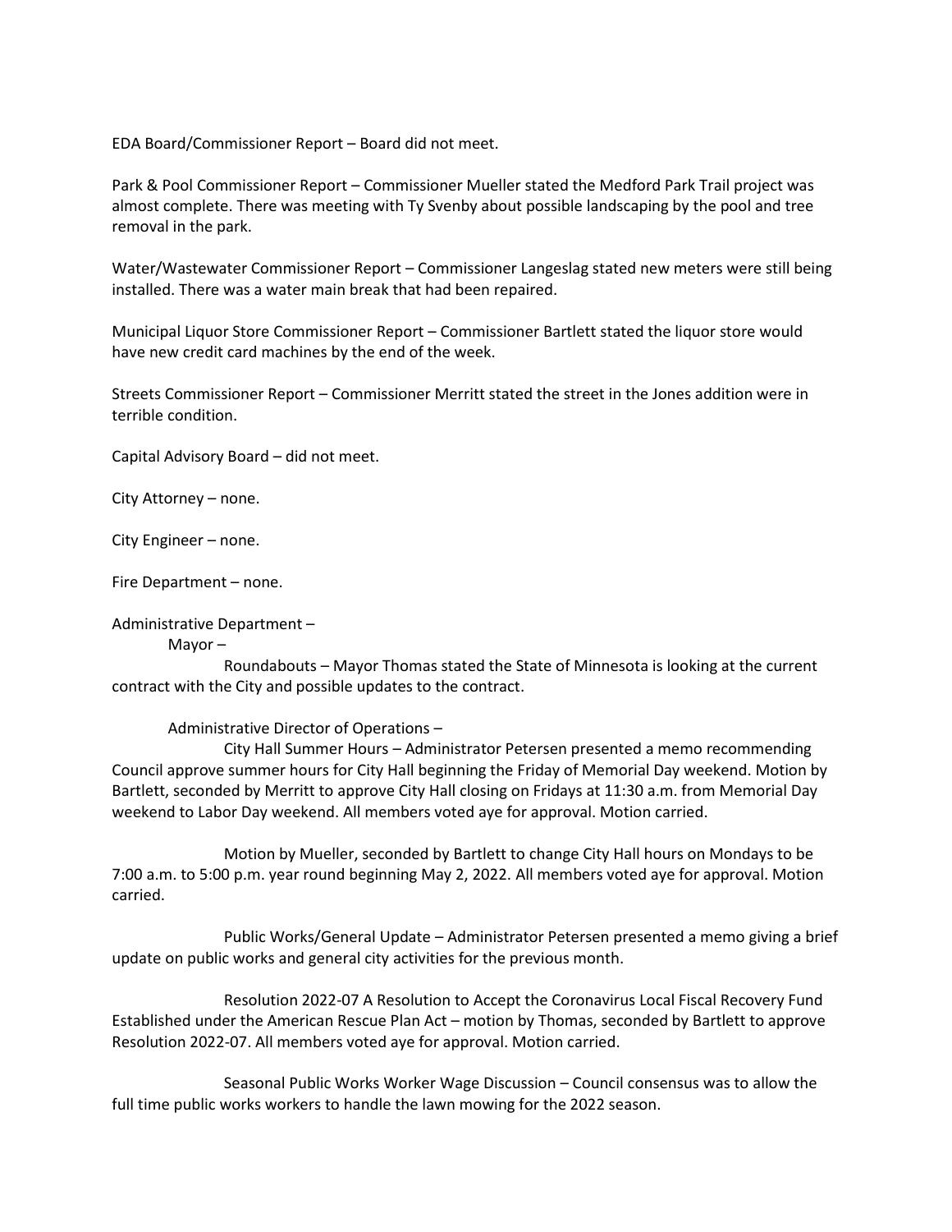EDA Board/Commissioner Report – Board did not meet.

Park & Pool Commissioner Report – Commissioner Mueller stated the Medford Park Trail project was almost complete. There was meeting with Ty Svenby about possible landscaping by the pool and tree removal in the park.

Water/Wastewater Commissioner Report – Commissioner Langeslag stated new meters were still being installed. There was a water main break that had been repaired.

Municipal Liquor Store Commissioner Report – Commissioner Bartlett stated the liquor store would have new credit card machines by the end of the week.

Streets Commissioner Report – Commissioner Merritt stated the street in the Jones addition were in terrible condition.

Capital Advisory Board – did not meet.

City Attorney – none.

City Engineer – none.

Fire Department – none.

Administrative Department –

Mayor –

Roundabouts – Mayor Thomas stated the State of Minnesota is looking at the current contract with the City and possible updates to the contract.

Administrative Director of Operations –

City Hall Summer Hours – Administrator Petersen presented a memo recommending Council approve summer hours for City Hall beginning the Friday of Memorial Day weekend. Motion by Bartlett, seconded by Merritt to approve City Hall closing on Fridays at 11:30 a.m. from Memorial Day weekend to Labor Day weekend. All members voted aye for approval. Motion carried.

Motion by Mueller, seconded by Bartlett to change City Hall hours on Mondays to be 7:00 a.m. to 5:00 p.m. year round beginning May 2, 2022. All members voted aye for approval. Motion carried.

Public Works/General Update – Administrator Petersen presented a memo giving a brief update on public works and general city activities for the previous month.

Resolution 2022-07 A Resolution to Accept the Coronavirus Local Fiscal Recovery Fund Established under the American Rescue Plan Act – motion by Thomas, seconded by Bartlett to approve Resolution 2022-07. All members voted aye for approval. Motion carried.

Seasonal Public Works Worker Wage Discussion – Council consensus was to allow the full time public works workers to handle the lawn mowing for the 2022 season.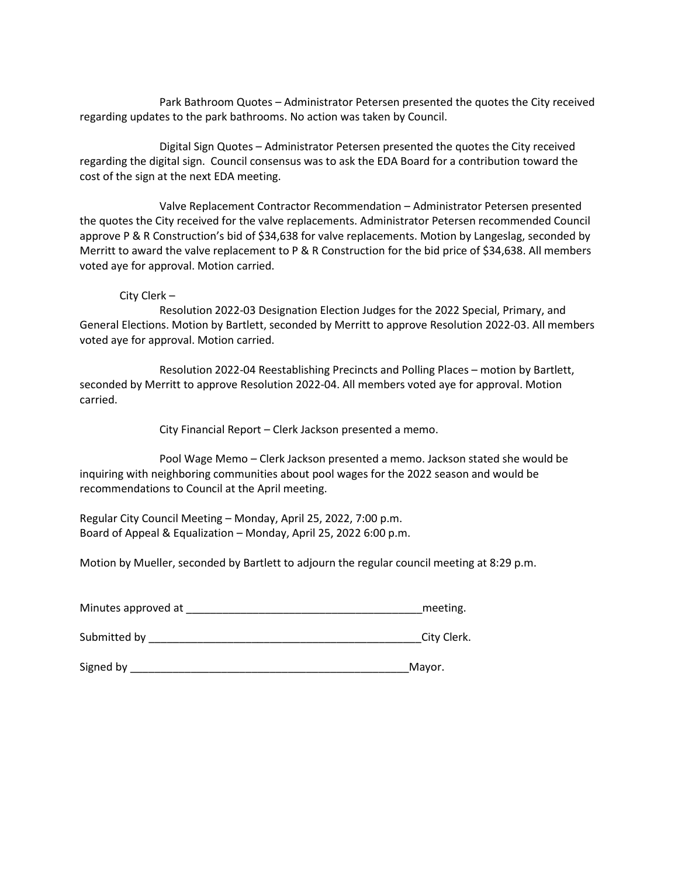Park Bathroom Quotes – Administrator Petersen presented the quotes the City received regarding updates to the park bathrooms. No action was taken by Council.

Digital Sign Quotes – Administrator Petersen presented the quotes the City received regarding the digital sign. Council consensus was to ask the EDA Board for a contribution toward the cost of the sign at the next EDA meeting.

Valve Replacement Contractor Recommendation – Administrator Petersen presented the quotes the City received for the valve replacements. Administrator Petersen recommended Council approve P & R Construction's bid of $34,638 for valve replacements. Motion by Langeslag, seconded by Merritt to award the valve replacement to P & R Construction for the bid price of $34,638. All members voted aye for approval. Motion carried.

City Clerk –

Resolution 2022-03 Designation Election Judges for the 2022 Special, Primary, and General Elections. Motion by Bartlett, seconded by Merritt to approve Resolution 2022-03. All members voted aye for approval. Motion carried.

Resolution 2022-04 Reestablishing Precincts and Polling Places – motion by Bartlett, seconded by Merritt to approve Resolution 2022-04. All members voted aye for approval. Motion carried.

City Financial Report – Clerk Jackson presented a memo.

Pool Wage Memo – Clerk Jackson presented a memo. Jackson stated she would be inquiring with neighboring communities about pool wages for the 2022 season and would be recommendations to Council at the April meeting.

Regular City Council Meeting – Monday, April 25, 2022, 7:00 p.m.
Board of Appeal & Equalization – Monday, April 25, 2022 6:00 p.m.

Motion by Mueller, seconded by Bartlett to adjourn the regular council meeting at 8:29 p.m.

Minutes approved at ______________________________________meeting.

Submitted by ____________________________________________City Clerk.

Signed by ______________________________________________Mayor.